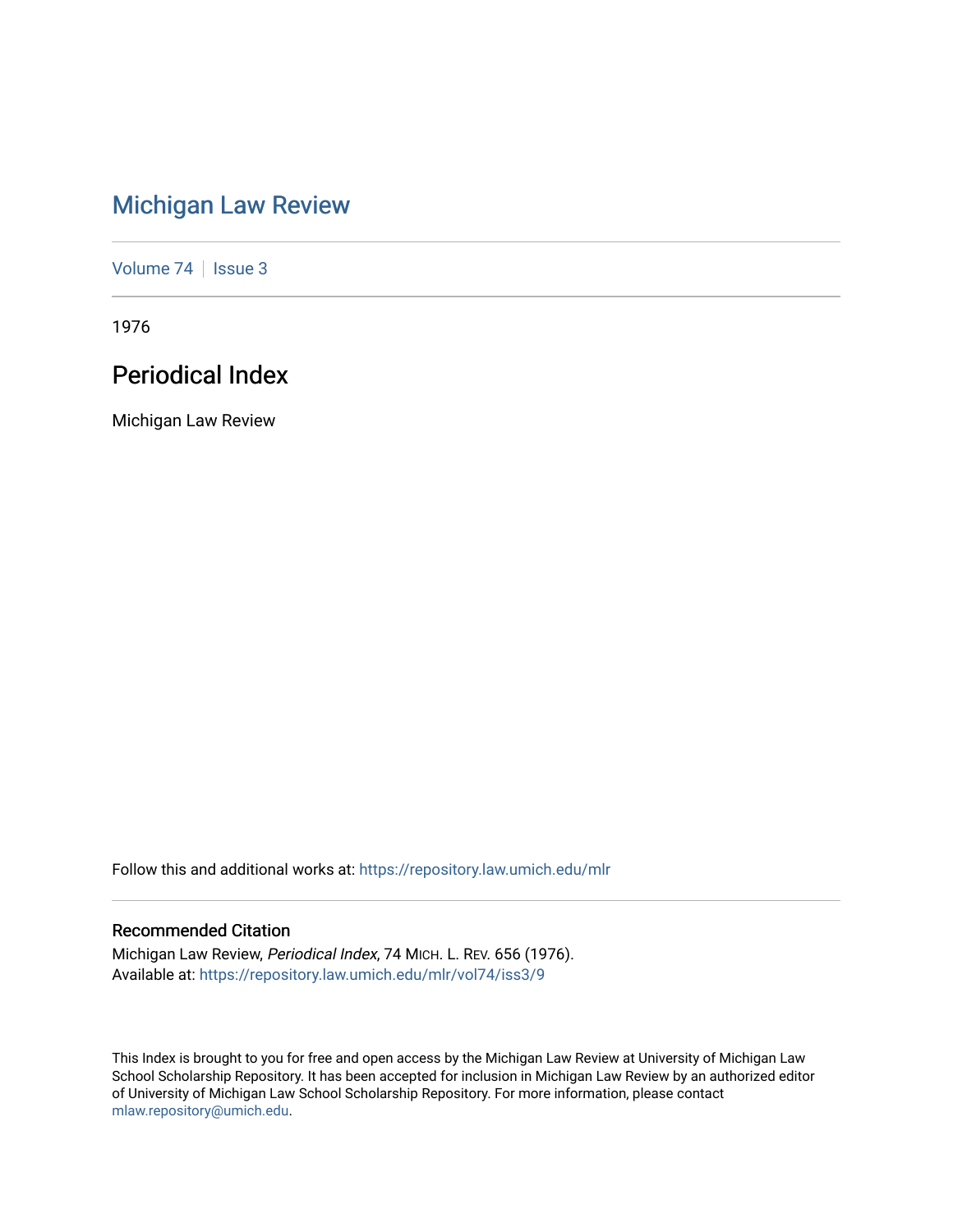# Michigan Law Review

Volume 74 | Issue 3

1976

## Periodical Index

Michigan Law Review

Follow this and additional works at: https://repository.law.umich.edu/mlr

### Recommended Citation

Michigan Law Review, *Periodical Index*, 74 MICH. L. REV. 656 (1976).
Available at: https://repository.law.umich.edu/mlr/vol74/iss3/9

This Index is brought to you for free and open access by the Michigan Law Review at University of Michigan Law School Scholarship Repository. It has been accepted for inclusion in Michigan Law Review by an authorized editor of University of Michigan Law School Scholarship Repository. For more information, please contact mlaw.repository@umich.edu.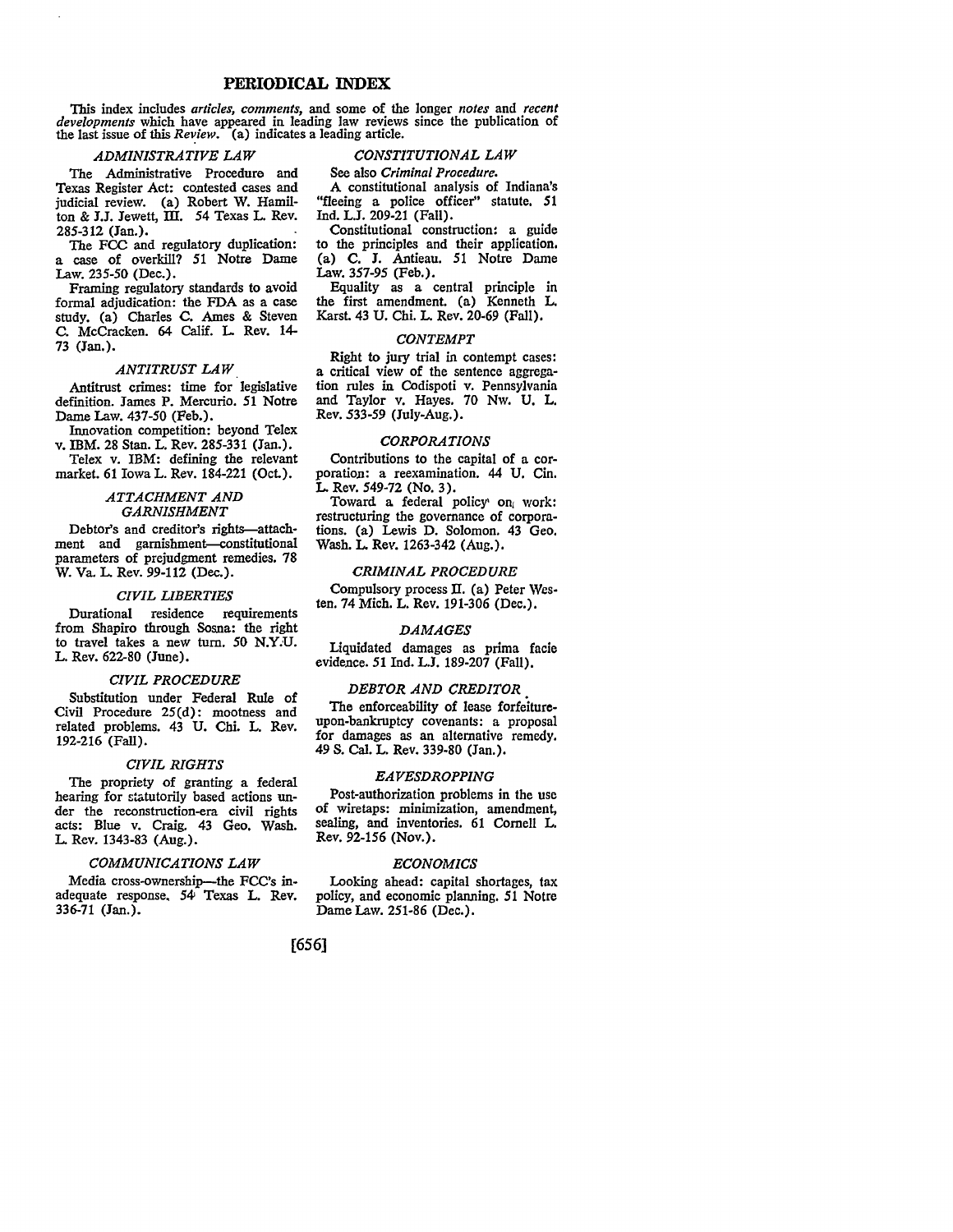# PERIODICAL INDEX

This index includes *articles, comments,* and some of the longer *notes* and *recent developments* which have appeared in leading law reviews since the publication of the last issue of this *Review*. (a) indicates a leading article.

### *ADMINISTRATIVE LAW*

The Administrative Procedure and Texas Register Act: contested cases and judicial review. (a) Robert W. Hamilton & J.J. Jewett, III. 54 Texas L. Rev. 285-312 (Jan.).

The FCC and regulatory duplication: a case of overkill? 51 Notre Dame Law. 235-50 (Dec.).

Framing regulatory standards to avoid formal adjudication: the FDA as a case study. (a) Charles C. Ames & Steven C. McCracken. 64 Calif. L. Rev. 14-73 (Jan.).

### *ANTITRUST LAW*

Antitrust crimes: time for legislative definition. James P. Mercurio. 51 Notre Dame Law. 437-50 (Feb.).

Innovation competition: beyond Telex v. IBM. 28 Stan. L. Rev. 285-331 (Jan.).

Telex v. IBM: defining the relevant market. 61 Iowa L. Rev. 184-221 (Oct.).

### *ATTACHMENT AND GARNISHMENT*

Debtor's and creditor's rights—attachment and garnishment—constitutional parameters of prejudgment remedies. 78 W. Va. L. Rev. 99-112 (Dec.).

### *CIVIL LIBERTIES*

Durational residence requirements from Shapiro through Sosna: the right to travel takes a new turn. 50 N.Y.U. L. Rev. 622-80 (June).

### *CIVIL PROCEDURE*

Substitution under Federal Rule of Civil Procedure 25(d): mootness and related problems. 43 U. Chi. L. Rev. 192-216 (Fall).

### *CIVIL RIGHTS*

The propriety of granting a federal hearing for statutorily based actions under the reconstruction-era civil rights acts: Blue v. Craig. 43 Geo. Wash. L. Rev. 1343-83 (Aug.).

### *COMMUNICATIONS LAW*

Media cross-ownership—the FCC's inadequate response. 54 Texas L. Rev. 336-71 (Jan.).

### *CONSTITUTIONAL LAW*

See also *Criminal Procedure.*

A constitutional analysis of Indiana's "fleeing a police officer" statute. 51 Ind. L.J. 209-21 (Fall).

Constitutional construction: a guide to the principles and their application. (a) C. J. Antieau. 51 Notre Dame Law. 357-95 (Feb.).

Equality as a central principle in the first amendment. (a) Kenneth L. Karst. 43 U. Chi. L. Rev. 20-69 (Fall).

### *CONTEMPT*

Right to jury trial in contempt cases: a critical view of the sentence aggregation rules in Codispoti v. Pennsylvania and Taylor v. Hayes. 70 Nw. U. L. Rev. 533-59 (July-Aug.).

### *CORPORATIONS*

Contributions to the capital of a corporation: a reexamination. 44 U. Cin. L. Rev. 549-72 (No. 3).

Toward a federal policy on work: restructuring the governance of corporations. (a) Lewis D. Solomon. 43 Geo. Wash. L. Rev. 1263-342 (Aug.).

### *CRIMINAL PROCEDURE*

Compulsory process II. (a) Peter Westen. 74 Mich. L. Rev. 191-306 (Dec.).

### *DAMAGES*

Liquidated damages as prima facie evidence. 51 Ind. L.J. 189-207 (Fall).

### *DEBTOR AND CREDITOR*

The enforceability of lease forfeiture-upon-bankruptcy covenants: a proposal for damages as an alternative remedy. 49 S. Cal. L. Rev. 339-80 (Jan.).

### *EAVESDROPPING*

Post-authorization problems in the use of wiretaps: minimization, amendment, sealing, and inventories. 61 Cornell L. Rev. 92-156 (Nov.).

### *ECONOMICS*

Looking ahead: capital shortages, tax policy, and economic planning. 51 Notre Dame Law. 251-86 (Dec.).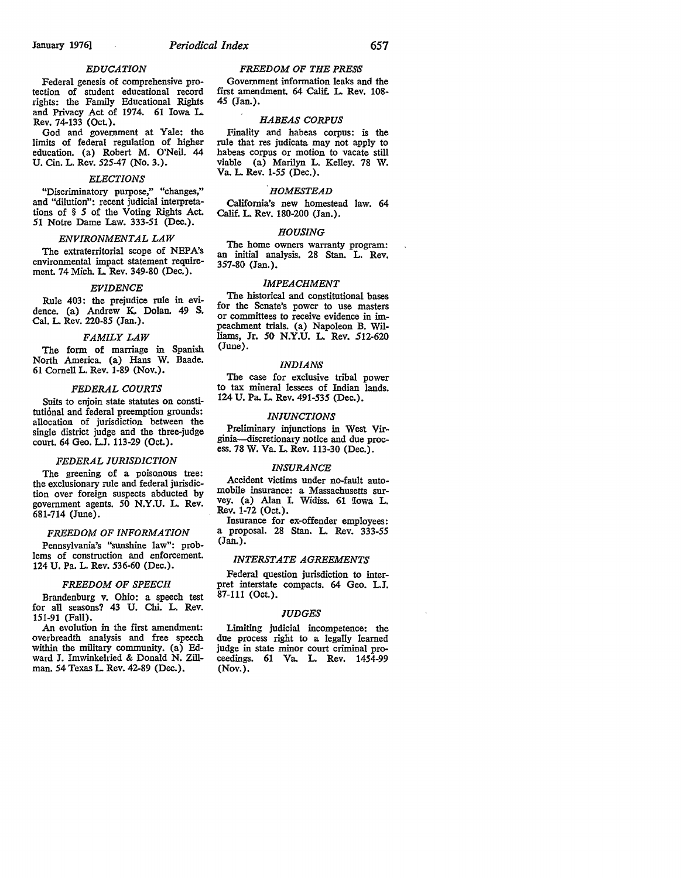### *EDUCATION*

Federal genesis of comprehensive protection of student educational record rights: the Family Educational Rights and Privacy Act of 1974. 61 Iowa L. Rev. 74-133 (Oct.).

God and government at Yale: the limits of federal regulation of higher education. (a) Robert M. O'Neil. 44 U. Cin. L. Rev. 525-47 (No. 3.).

### *ELECTIONS*

"Discriminatory purpose," "changes," and "dilution": recent judicial interpretations of § 5 of the Voting Rights Act. 51 Notre Dame Law. 333-51 (Dec.).

### *ENVIRONMENTAL LAW*

The extraterritorial scope of NEPA's environmental impact statement requirement. 74 Mich. L. Rev. 349-80 (Dec.).

### *EVIDENCE*

Rule 403: the prejudice rule in evidence. (a) Andrew K. Dolan. 49 S. Cal. L. Rev. 220-85 (Jan.).

### *FAMILY LAW*

The form of marriage in Spanish North America. (a) Hans W. Baade. 61 Cornell L. Rev. 1-89 (Nov.).

### *FEDERAL COURTS*

Suits to enjoin state statutes on constitutional and federal preemption grounds: allocation of jurisdiction between the single district judge and the three-judge court. 64 Geo. L.J. 113-29 (Oct.).

### *FEDERAL JURISDICTION*

The greening of a poisonous tree: the exclusionary rule and federal jurisdiction over foreign suspects abducted by government agents. 50 N.Y.U. L. Rev. 681-714 (June).

### *FREEDOM OF INFORMATION*

Pennsylvania's "sunshine law": problems of construction and enforcement. 124 U. Pa. L. Rev. 536-60 (Dec.).

### *FREEDOM OF SPEECH*

Brandenburg v. Ohio: a speech test for all seasons? 43 U. Chi. L. Rev. 151-91 (Fall).

An evolution in the first amendment: overbreadth analysis and free speech within the military community. (a) Edward J. Imwinkelried & Donald N. Zillman. 54 Texas L. Rev. 42-89 (Dec.).

### *FREEDOM OF THE PRESS*

Government information leaks and the first amendment. 64 Calif. L. Rev. 108-45 (Jan.).

### *HABEAS CORPUS*

Finality and habeas corpus: is the rule that res judicata may not apply to habeas corpus or motion to vacate still viable (a) Marilyn L. Kelley. 78 W. Va. L. Rev. 1-55 (Dec.).

### *HOMESTEAD*

California's new homestead law. 64 Calif. L. Rev. 180-200 (Jan.).

### *HOUSING*

The home owners warranty program: an initial analysis. 28 Stan. L. Rev. 357-80 (Jan.).

### *IMPEACHMENT*

The historical and constitutional bases for the Senate's power to use masters or committees to receive evidence in impeachment trials. (a) Napoleon B. Williams, Jr. 50 N.Y.U. L. Rev. 512-620 (June).

### *INDIANS*

The case for exclusive tribal power to tax mineral lessees of Indian lands. 124 U. Pa. L. Rev. 491-535 (Dec.).

### *INJUNCTIONS*

Preliminary injunctions in West Virginia—discretionary notice and due process. 78 W. Va. L. Rev. 113-30 (Dec.).

### *INSURANCE*

Accident victims under no-fault automobile insurance: a Massachusetts survey. (a) Alan I. Widiss. 61 Iowa L. Rev. 1-72 (Oct.).

Insurance for ex-offender employees: a proposal. 28 Stan. L. Rev. 333-55 (Jan.).

### *INTERSTATE AGREEMENTS*

Federal question jurisdiction to interpret interstate compacts. 64 Geo. L.J. 87-111 (Oct.).

### *JUDGES*

Limiting judicial incompetence: the due process right to a legally learned judge in state minor court criminal proceedings. 61 Va. L. Rev. 1454-99 (Nov.).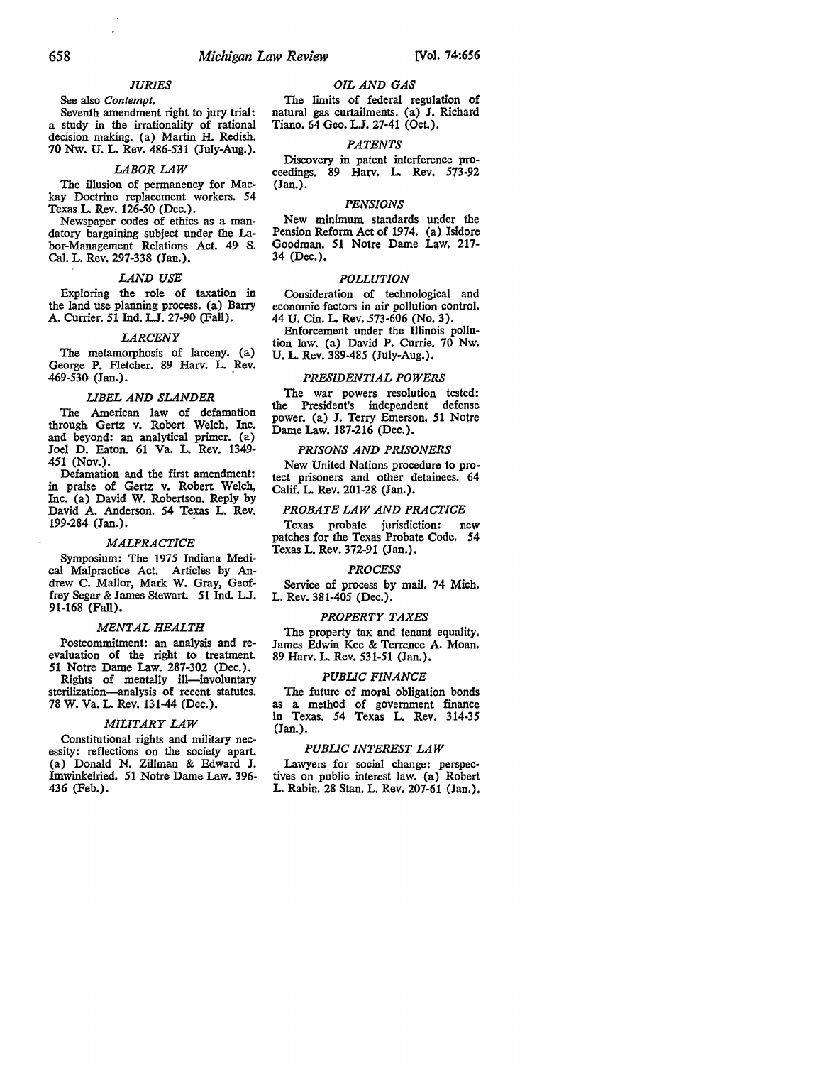### *JURIES*

See also *Contempt.*

Seventh amendment right to jury trial: a study in the irrationality of rational decision making. (a) Martin H. Redish. 70 Nw. U. L. Rev. 486-531 (July-Aug.).

### *LABOR LAW*

The illusion of permanency for Mackay Doctrine replacement workers. 54 Texas L. Rev. 126-50 (Dec.).

Newspaper codes of ethics as a mandatory bargaining subject under the Labor-Management Relations Act. 49 S. Cal. L. Rev. 297-338 (Jan.).

### *LAND USE*

Exploring the role of taxation in the land use planning process. (a) Barry A. Currier. 51 Ind. L.J. 27-90 (Fall).

### *LARCENY*

The metamorphosis of larceny. (a) George P. Fletcher. 89 Harv. L. Rev. 469-530 (Jan.).

### *LIBEL AND SLANDER*

The American law of defamation through Gertz v. Robert Welch, Inc. and beyond: an analytical primer. (a) Joel D. Eaton. 61 Va. L. Rev. 1349-451 (Nov.).

Defamation and the first amendment: in praise of Gertz v. Robert Welch, Inc. (a) David W. Robertson. Reply by David A. Anderson. 54 Texas L. Rev. 199-284 (Jan.).

### *MALPRACTICE*

Symposium: The 1975 Indiana Medical Malpractice Act. Articles by Andrew C. Mallor, Mark W. Gray, Geoffrey Segar & James Stewart. 51 Ind. L.J. 91-168 (Fall).

### *MENTAL HEALTH*

Postcommitment: an analysis and reevaluation of the right to treatment. 51 Notre Dame Law. 287-302 (Dec.).

Rights of mentally ill—involuntary sterilization—analysis of recent statutes. 78 W. Va. L. Rev. 131-44 (Dec.).

### *MILITARY LAW*

Constitutional rights and military necessity: reflections on the society apart. (a) Donald N. Zillman & Edward J. Imwinkelried. 51 Notre Dame Law. 396-436 (Feb.).

### *OIL AND GAS*

The limits of federal regulation of natural gas curtailments. (a) J. Richard Tiano. 64 Geo. L.J. 27-41 (Oct.).

### *PATENTS*

Discovery in patent interference proceedings. 89 Harv. L. Rev. 573-92 (Jan.).

### *PENSIONS*

New minimum standards under the Pension Reform Act of 1974. (a) Isidore Goodman. 51 Notre Dame Law. 217-34 (Dec.).

### *POLLUTION*

Consideration of technological and economic factors in air pollution control. 44 U. Cin. L. Rev. 573-606 (No. 3).

Enforcement under the Illinois pollution law. (a) David P. Currie. 70 Nw. U. L. Rev. 389-485 (July-Aug.).

### *PRESIDENTIAL POWERS*

The war powers resolution tested: the President's independent defense power. (a) J. Terry Emerson. 51 Notre Dame Law. 187-216 (Dec.).

### *PRISONS AND PRISONERS*

New United Nations procedure to protect prisoners and other detainees. 64 Calif. L. Rev. 201-28 (Jan.).

### *PROBATE LAW AND PRACTICE*

Texas probate jurisdiction: new patches for the Texas Probate Code. 54 Texas L. Rev. 372-91 (Jan.).

### *PROCESS*

Service of process by mail. 74 Mich. L. Rev. 381-405 (Dec.).

### *PROPERTY TAXES*

The property tax and tenant equality. James Edwin Kee & Terrence A. Moan. 89 Harv. L. Rev. 531-51 (Jan.).

### *PUBLIC FINANCE*

The future of moral obligation bonds as a method of government finance in Texas. 54 Texas L. Rev. 314-35 (Jan.).

### *PUBLIC INTEREST LAW*

Lawyers for social change: perspectives on public interest law. (a) Robert L. Rabin. 28 Stan. L. Rev. 207-61 (Jan.).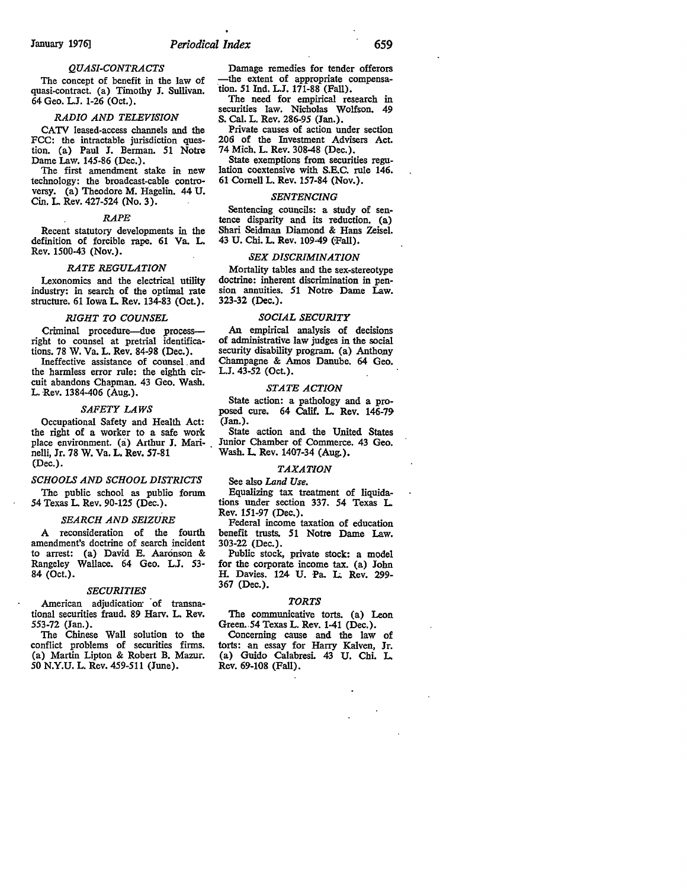### *QUASI-CONTRACTS*

The concept of benefit in the law of quasi-contract. (a) Timothy J. Sullivan. 64 Geo. L.J. 1-26 (Oct.).

### *RADIO AND TELEVISION*

CATV leased-access channels and the FCC: the intractable jurisdiction question. (a) Paul J. Berman. 51 Notre Dame Law. 145-86 (Dec.).

The first amendment stake in new technology: the broadcast-cable controversy. (a) Theodore M. Hagelin. 44 U. Cin. L. Rev. 427-524 (No. 3).

### *RAPE*

Recent statutory developments in the definition of forcible rape. 61 Va. L. Rev. 1500-43 (Nov.).

### *RATE REGULATION*

Lexonomics and the electrical utility industry: in search of the optimal rate structure. 61 Iowa L. Rev. 134-83 (Oct.).

### *RIGHT TO COUNSEL*

Criminal procedure—due process—right to counsel at pretrial identifications. 78 W. Va. L. Rev. 84-98 (Dec.).

Ineffective assistance of counsel and the harmless error rule: the eighth circuit abandons Chapman. 43 Geo. Wash. L. Rev. 1384-406 (Aug.).

### *SAFETY LAWS*

Occupational Safety and Health Act: the right of a worker to a safe work place environment. (a) Arthur J. Marinelli, Jr. 78 W. Va. L. Rev. 57-81 (Dec.).

### *SCHOOLS AND SCHOOL DISTRICTS*

The public school as public forum 54 Texas L. Rev. 90-125 (Dec.).

### *SEARCH AND SEIZURE*

A reconsideration of the fourth amendment's doctrine of search incident to arrest: (a) David E. Aaronson & Rangeley Wallace. 64 Geo. L.J. 53-84 (Oct.).

### *SECURITIES*

American adjudication of transnational securities fraud. 89 Harv. L. Rev. 553-72 (Jan.).

The Chinese Wall solution to the conflict problems of securities firms. (a) Martin Lipton & Robert B. Mazur. 50 N.Y.U. L. Rev. 459-511 (June).

Damage remedies for tender offerors —the extent of appropriate compensation. 51 Ind. L.J. 171-88 (Fall).

The need for empirical research in securities law. Nicholas Wolfson. 49 S. Cal. L. Rev. 286-95 (Jan.).

Private causes of action under section 206 of the Investment Advisers Act. 74 Mich. L. Rev. 308-48 (Dec.).

State exemptions from securities regulation coextensive with S.E.C. rule 146. 61 Cornell L. Rev. 157-84 (Nov.).

### *SENTENCING*

Sentencing councils: a study of sentence disparity and its reduction. (a) Shari Seidman Diamond & Hans Zeisel. 43 U. Chi. L. Rev. 109-49 (Fall).

### *SEX DISCRIMINATION*

Mortality tables and the sex-stereotype doctrine: inherent discrimination in pension annuities. 51 Notre Dame Law. 323-32 (Dec.).

### *SOCIAL SECURITY*

An empirical analysis of decisions of administrative law judges in the social security disability program. (a) Anthony Champagne & Amos Danube. 64 Geo. L.J. 43-52 (Oct.).

### *STATE ACTION*

State action: a pathology and a proposed cure. 64 Calif. L. Rev. 146-79 (Jan.).

State action and the United States Junior Chamber of Commerce. 43 Geo. Wash. L. Rev. 1407-34 (Aug.).

### *TAXATION*

See also *Land Use.*

Equalizing tax treatment of liquidations under section 337. 54 Texas L. Rev. 151-97 (Dec.).

Federal income taxation of education benefit trusts. 51 Notre Dame Law. 303-22 (Dec.).

Public stock, private stock: a model for the corporate income tax. (a) John H. Davies. 124 U. Pa. L. Rev. 299-367 (Dec.).

### *TORTS*

The communicative torts. (a) Leon Green. 54 Texas L. Rev. 1-41 (Dec.).

Concerning cause and the law of torts: an essay for Harry Kalven, Jr. (a) Guido Calabresi. 43 U. Chi. L. Rev. 69-108 (Fall).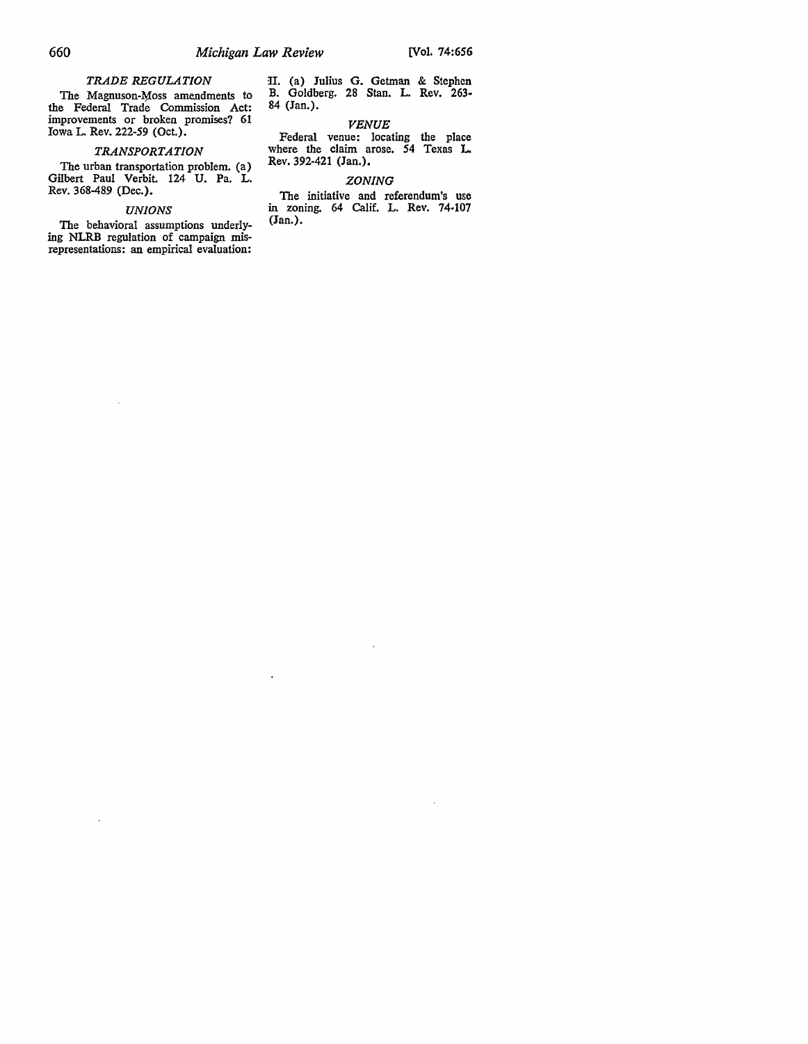### *TRADE REGULATION*

The Magnuson-Moss amendments to the Federal Trade Commission Act: improvements or broken promises? 61 Iowa L. Rev. 222-59 (Oct.).

### *TRANSPORTATION*

The urban transportation problem. (a) Gilbert Paul Verbit. 124 U. Pa. L. Rev. 368-489 (Dec.).

### *UNIONS*

The behavioral assumptions underlying NLRB regulation of campaign misrepresentations: an empirical evaluation: II. (a) Julius G. Getman & Stephen B. Goldberg. 28 Stan. L. Rev. 263-84 (Jan.).

### *VENUE*

Federal venue: locating the place where the claim arose. 54 Texas L. Rev. 392-421 (Jan.).

### *ZONING*

The initiative and referendum's use in zoning. 64 Calif. L. Rev. 74-107 (Jan.).